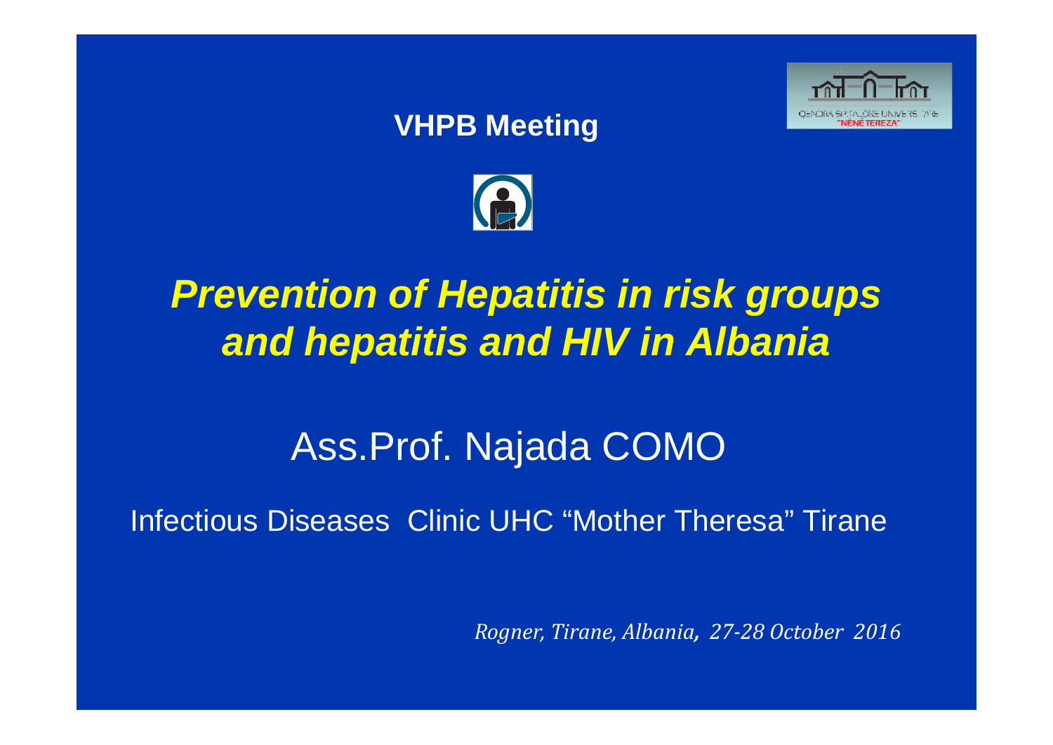**VHPB Meeting**

# *Prevention of Hepatitis in risk groups and hepatitis and HIV in Albania*

Ass.Prof. Najada COMO

Infectious Diseases Clinic UHC “Mother Theresa” Tirane

*Rogner, Tirane, Albania, 27-28 October 2016*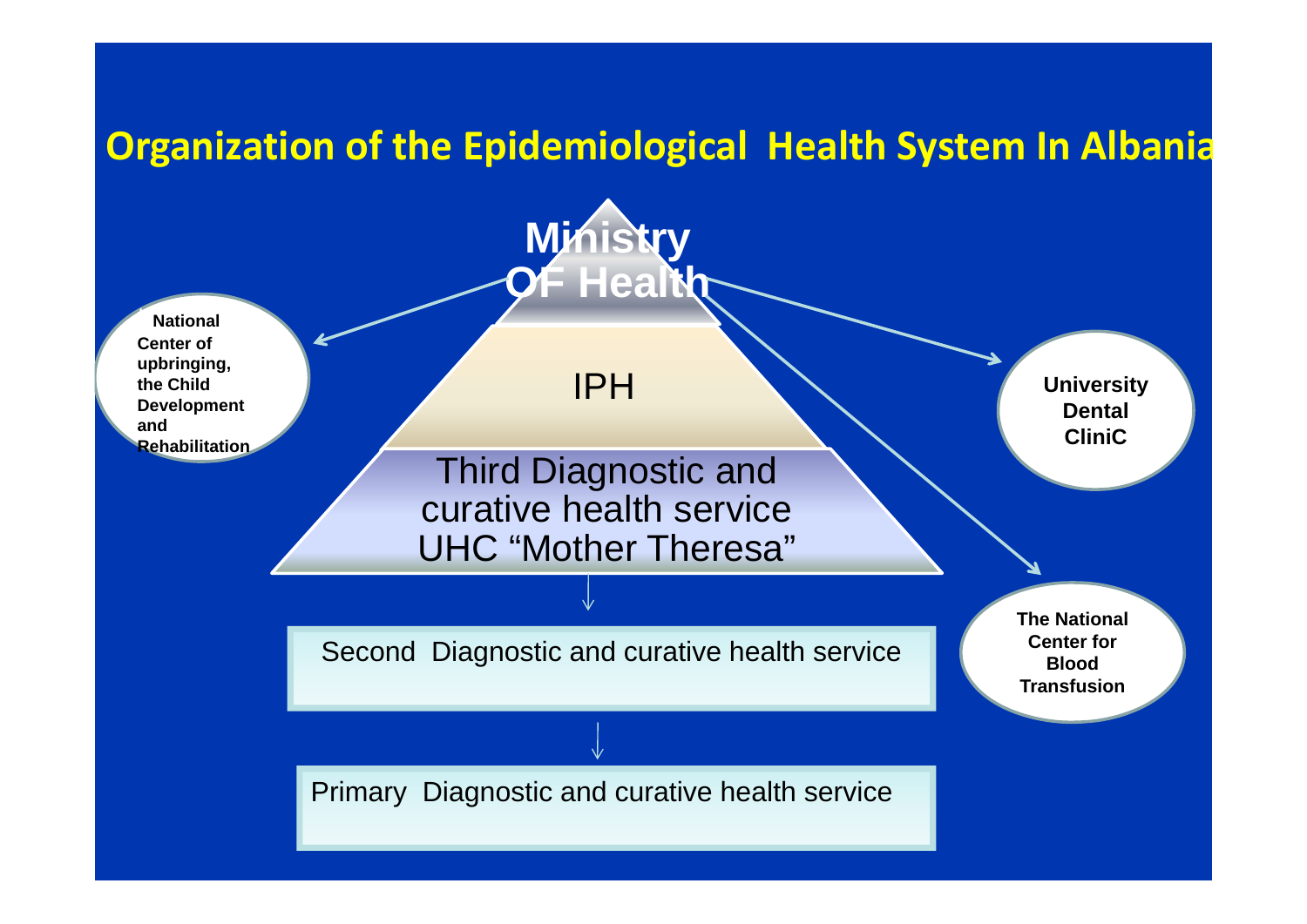# Organization of the Epidemiological Health System In Albania

Ministry OF Health

IPH

Third Diagnostic and curative health service UHC "Mother Theresa"

Second Diagnostic and curative health service

Primary Diagnostic and curative health service

National Center of upbringing, the Child Development and Rehabilitation

University Dental CliniC

The National Center for Blood Transfusion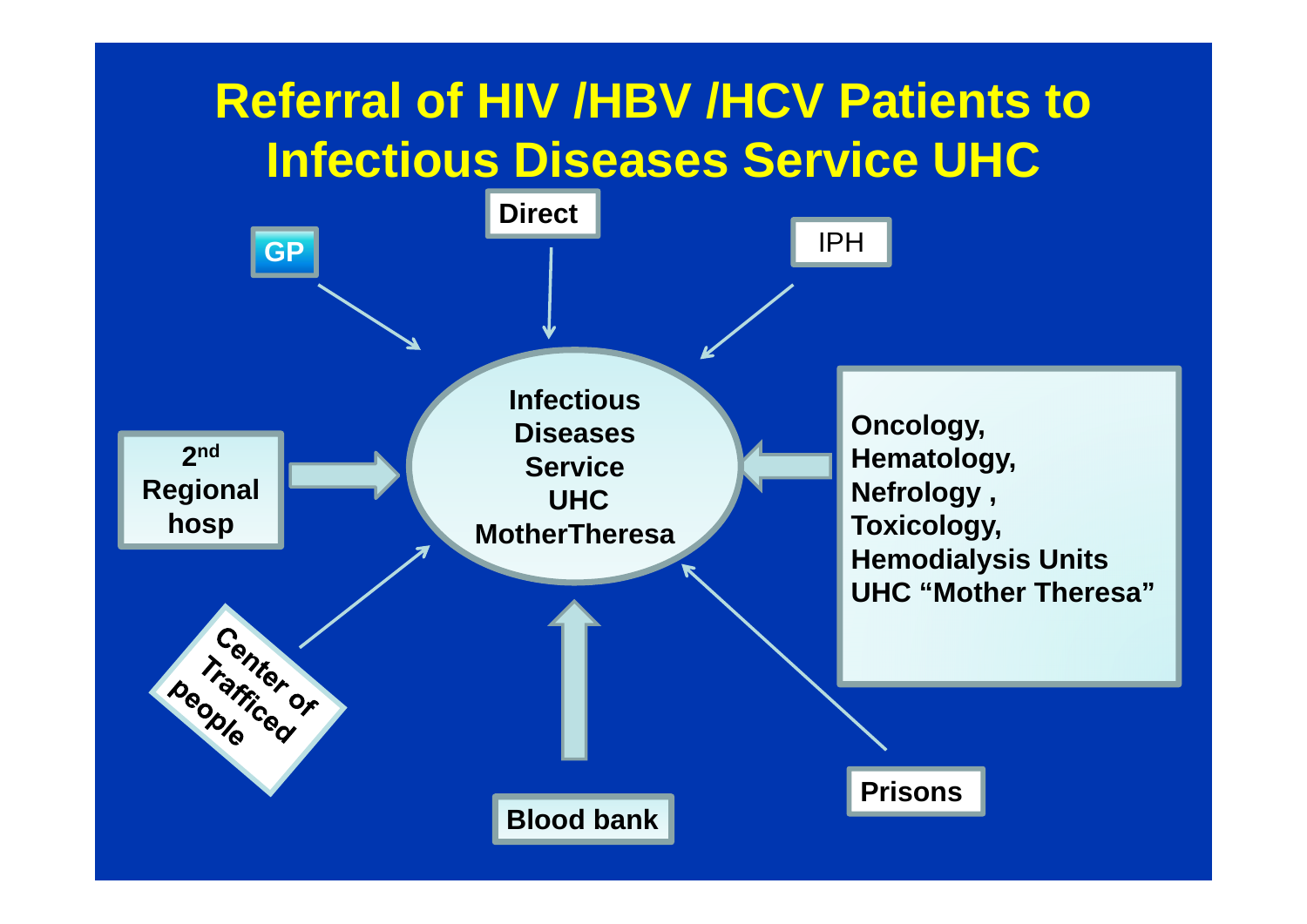# Referral of HIV /HBV /HCV Patients to Infectious Diseases Service UHC

**Infectious Diseases Service UHC MotherTheresa**

Referral sources:

- GP
- Direct
- IPH
- 2nd Regional hosp
- Oncology, Hematology, Nefrology, Toxicology, Hemodialysis Units UHC "Mother Theresa"
- Center of Trafficed people
- Blood bank
- Prisons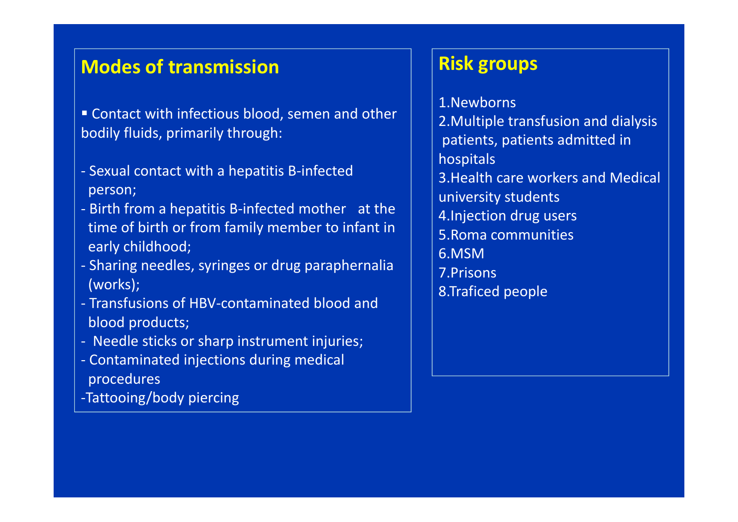## Modes of transmission

▪ Contact with infectious blood, semen and other bodily fluids, primarily through:

- Sexual contact with a hepatitis B-infected person;
- Birth from a hepatitis B-infected mother at the time of birth or from family member to infant in early childhood;
- Sharing needles, syringes or drug paraphernalia (works);
- Transfusions of HBV-contaminated blood and blood products;
- Needle sticks or sharp instrument injuries;
- Contaminated injections during medical procedures
- Tattooing/body piercing

## Risk groups

1. Newborns
2. Multiple transfusion and dialysis patients, patients admitted in hospitals
3. Health care workers and Medical university students
4. Injection drug users
5. Roma communities
6. MSM
7. Prisons
8. Traficed people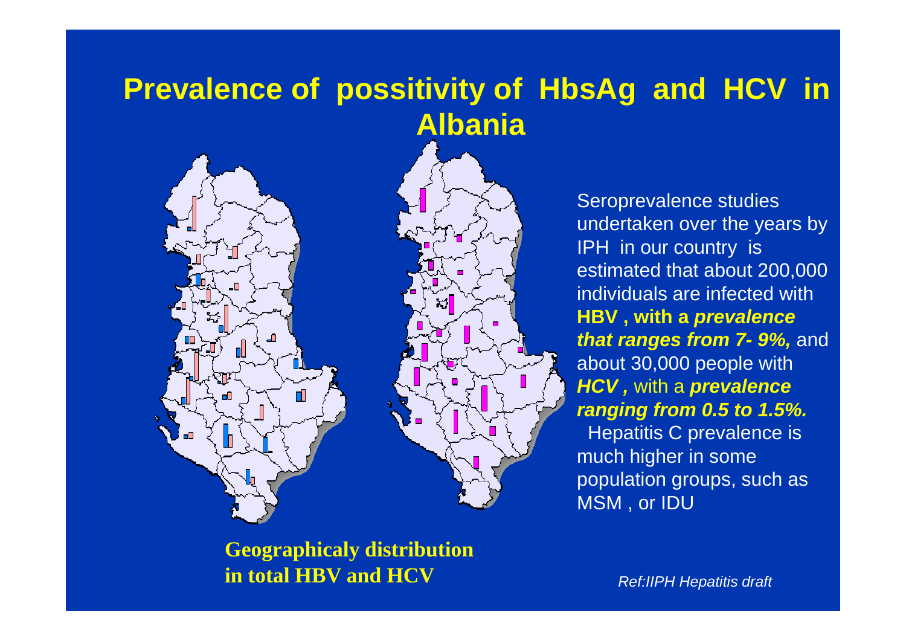# Prevalence of possitivity of HbsAg and HCV in Albania

Seroprevalence studies undertaken over the years by IPH in our country is estimated that about 200,000 individuals are infected with **HBV , with a *prevalence that ranges from 7- 9%,*** and about 30,000 people with ***HCV ,*** with a ***prevalence ranging from 0.5 to 1.5%.*** Hepatitis C prevalence is much higher in some population groups, such as MSM , or IDU

**Geographicaly distribution in total HBV and HCV**

*Ref:IIPH Hepatitis draft*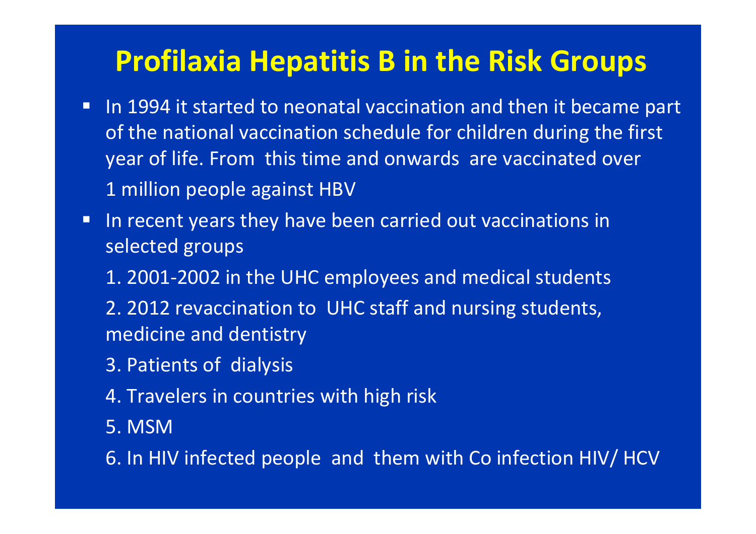# Profilaxia Hepatitis B in the Risk Groups

- In 1994 it started to neonatal vaccination and then it became part of the national vaccination schedule for children during the first year of life. From this time and onwards are vaccinated over 1 million people against HBV
- In recent years they have been carried out vaccinations in selected groups

  1. 2001-2002 in the UHC employees and medical students
  2. 2012 revaccination to UHC staff and nursing students, medicine and dentistry
  3. Patients of dialysis
  4. Travelers in countries with high risk
  5. MSM
  6. In HIV infected people and them with Co infection HIV/ HCV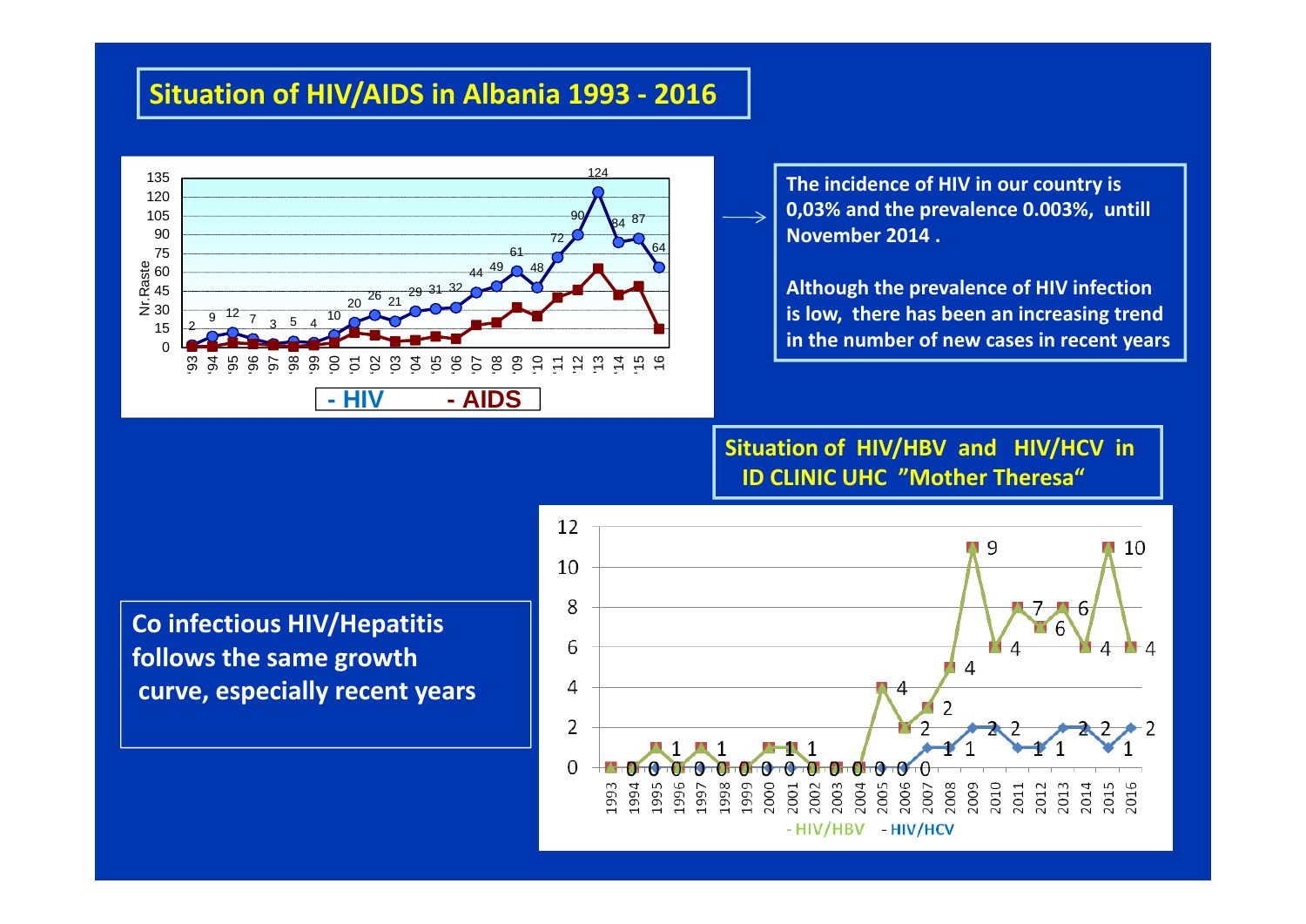## Situation of HIV/AIDS in Albania 1993 - 2016

The incidence of HIV in our country is 0,03% and the prevalence 0.003%, untill November 2014 .

Although the prevalence of HIV infection is low, there has been an increasing trend in the number of new cases in recent years

### Situation of HIV/HBV and HIV/HCV in ID CLINIC UHC "Mother Theresa"

Co infectious HIV/Hepatitis follows the same growth curve, especially recent years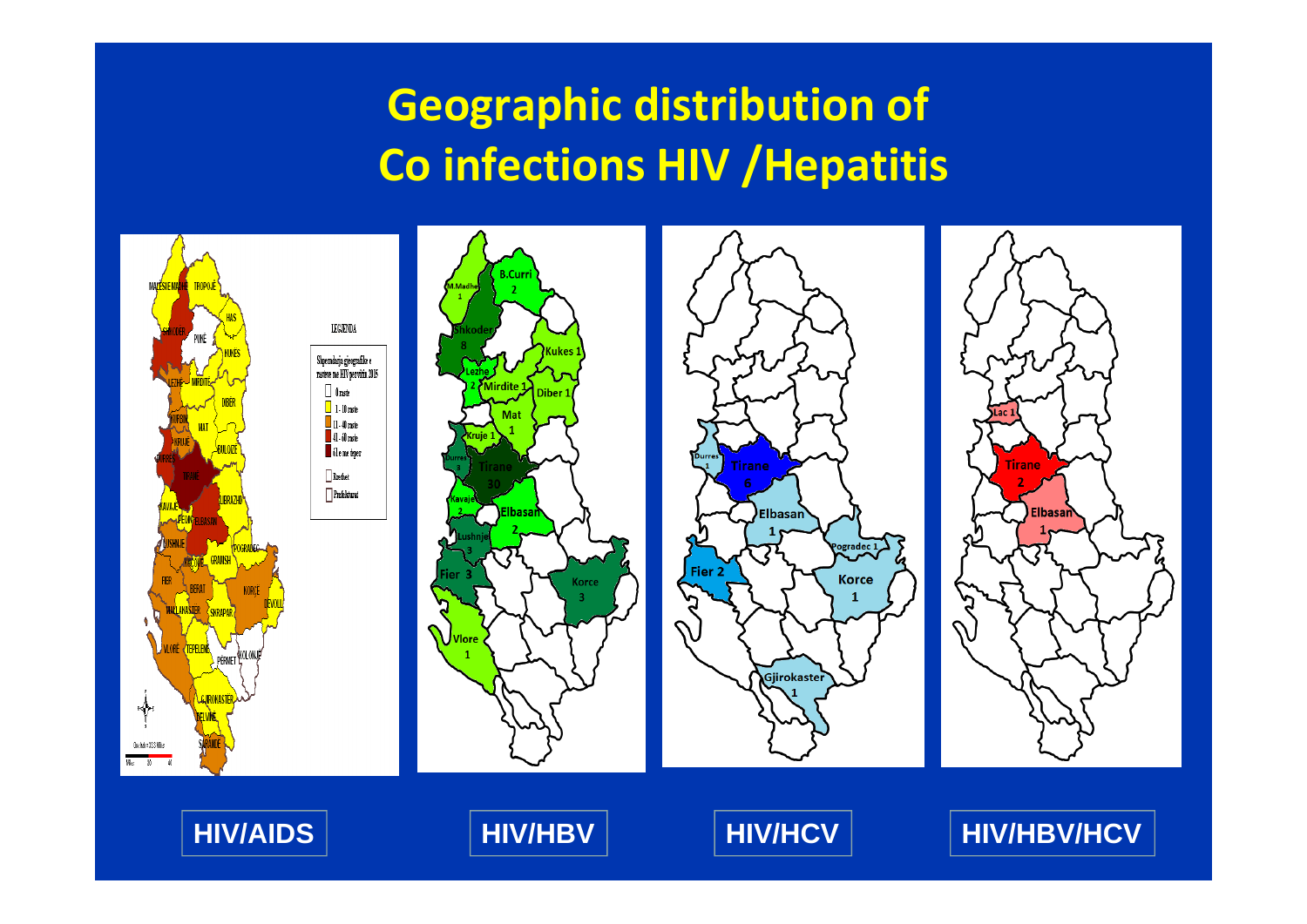# Geographic distribution of Co infections HIV /Hepatitis

HIV/AIDS

HIV/HBV

HIV/HCV

HIV/HBV/HCV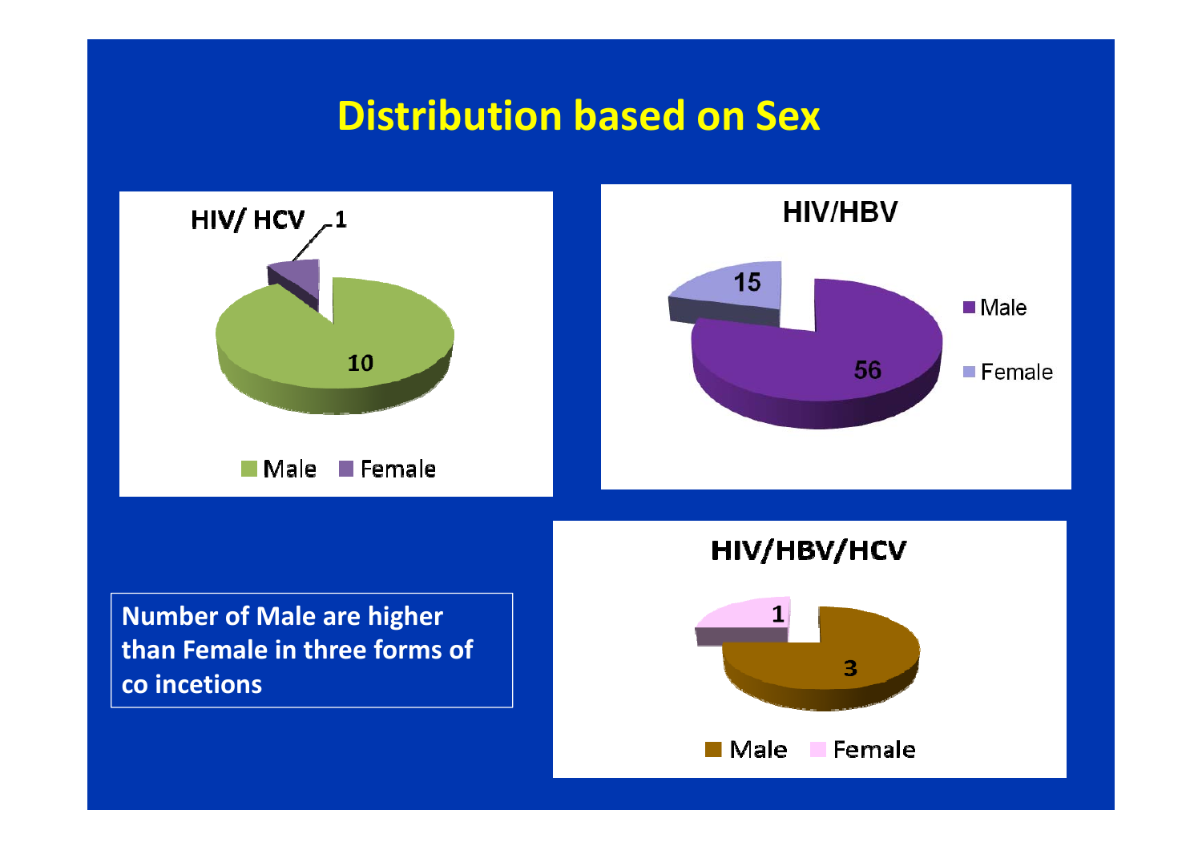# Distribution based on Sex

**HIV/ HCV**

| | Count |
|---|---|
| Male | 10 |
| Female | 1 |

**HIV/HBV**

| | Count |
|---|---|
| Male | 56 |
| Female | 15 |

**HIV/HBV/HCV**

| | Count |
|---|---|
| Male | 3 |
| Female | 1 |

**Number of Male are higher than Female in three forms of co incetions**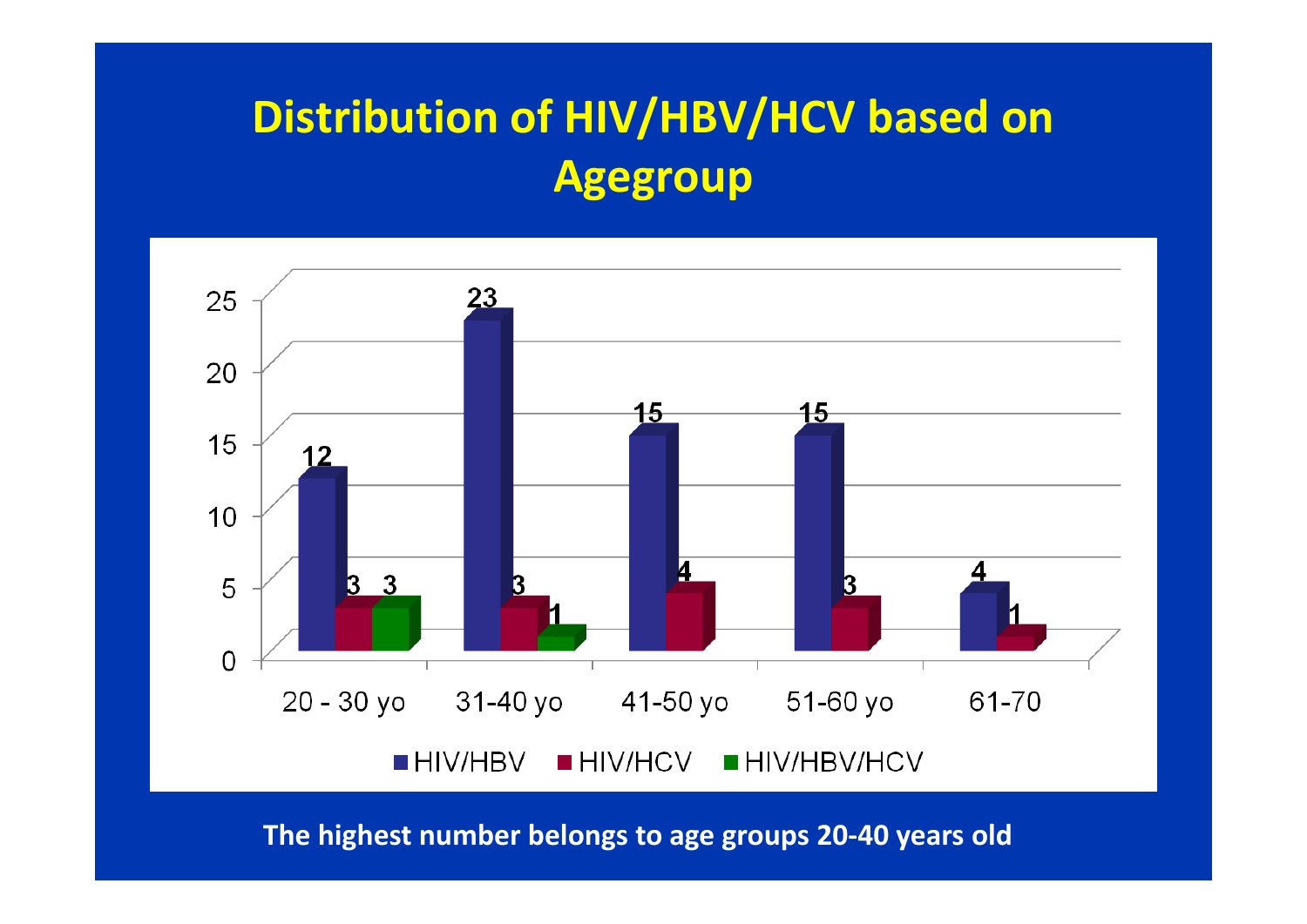# Distribution of HIV/HBV/HCV based on Agegroup

| Age group | HIV/HBV | HIV/HCV | HIV/HBV/HCV |
|---|---|---|---|
| 20 - 30 yo | 12 | 3 | 3 |
| 31-40 yo | 23 | 3 | 1 |
| 41-50 yo | 15 | 4 | |
| 51-60 yo | 15 | 3 | |
| 61-70 | 4 | 1 | |

**The highest number belongs to age groups 20-40 years old**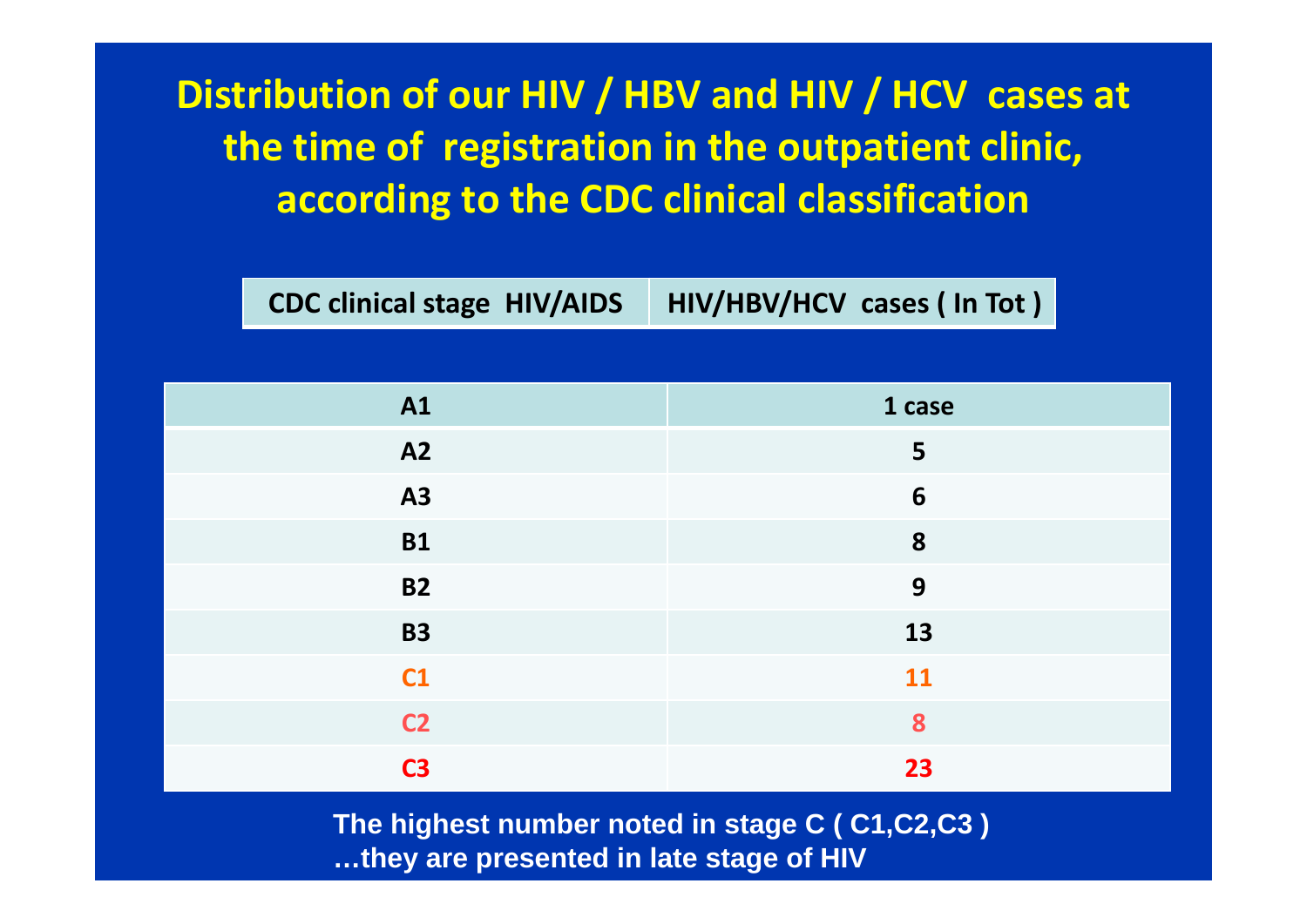# Distribution of our HIV / HBV and HIV / HCV cases at the time of registration in the outpatient clinic, according to the CDC clinical classification

| CDC clinical stage HIV/AIDS | HIV/HBV/HCV cases ( In Tot ) |
|---|---|
| A1 | 1 case |
| A2 | 5 |
| A3 | 6 |
| B1 | 8 |
| B2 | 9 |
| B3 | 13 |
| C1 | 11 |
| C2 | 8 |
| C3 | 23 |

**The highest number noted in stage C ( C1,C2,C3 )**
**…they are presented in late stage of HIV**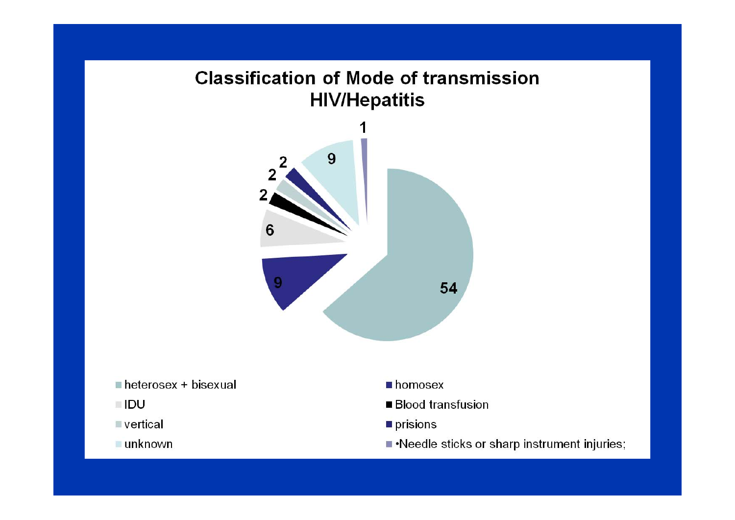# Classification of Mode of transmission HIV/Hepatitis

| Mode of transmission | Value |
|---|---|
| heterosex + bisexual | 54 |
| homosex | 9 |
| IDU | 6 |
| Blood transfusion | 2 |
| vertical | 2 |
| prisions | 2 |
| unknown | 9 |
| •Needle sticks or sharp instrument injuries; | 1 |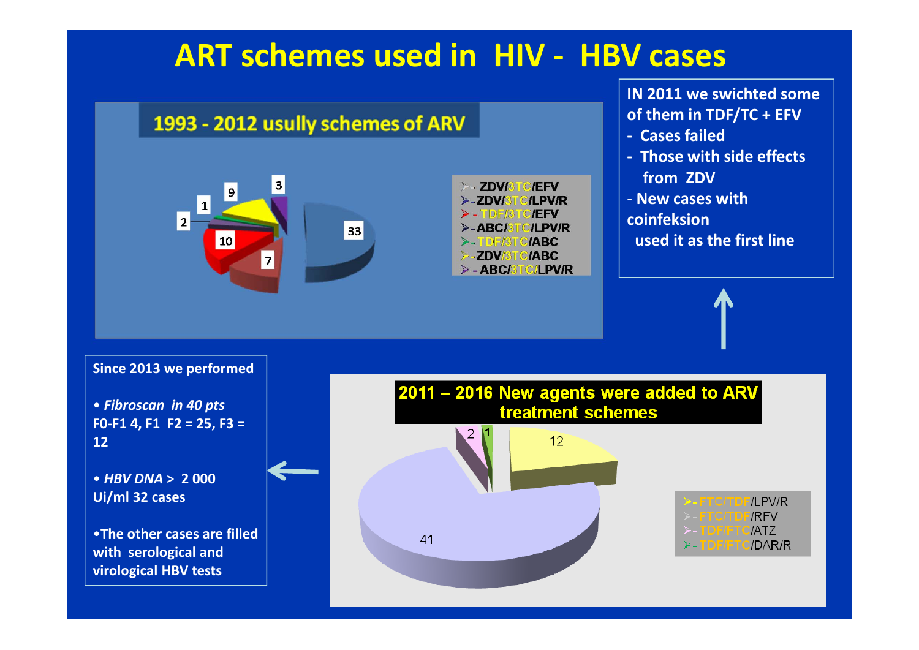# ART schemes used in HIV - HBV cases

## 1993 - 2012 usully schemes of ARV

- ZDV/3TC/EFV
- ZDV/3TC/LPV/R
- TDF/3TC/EFV
- ABC/3TC/LPV/R
- TDF/3TC/ABC
- ZDV/3TC/ABC
- ABC/3TC/LPV/R

33, 10, 9, 7, 3, 2, 1

IN 2011 we swichted some of them in TDF/TC + EFV

- Cases failed
- Those with side effects from ZDV
- New cases with coinfeksion used it as the first line

Since 2013 we performed

- *Fibroscan in 40 pts* F0-F1 4, F1 F2 = 25, F3 = 12
- *HBV DNA* > 2 000 Ui/ml 32 cases
- The other cases are filled with serological and virological HBV tests

## 2011 – 2016 New agents were added to ARV treatment schemes

- FTC/TDF/LPV/R
- FTC/TDF/RFV
- TDF/FTC/ATZ
- TDF/FTC/DAR/R

41, 12, 2, 1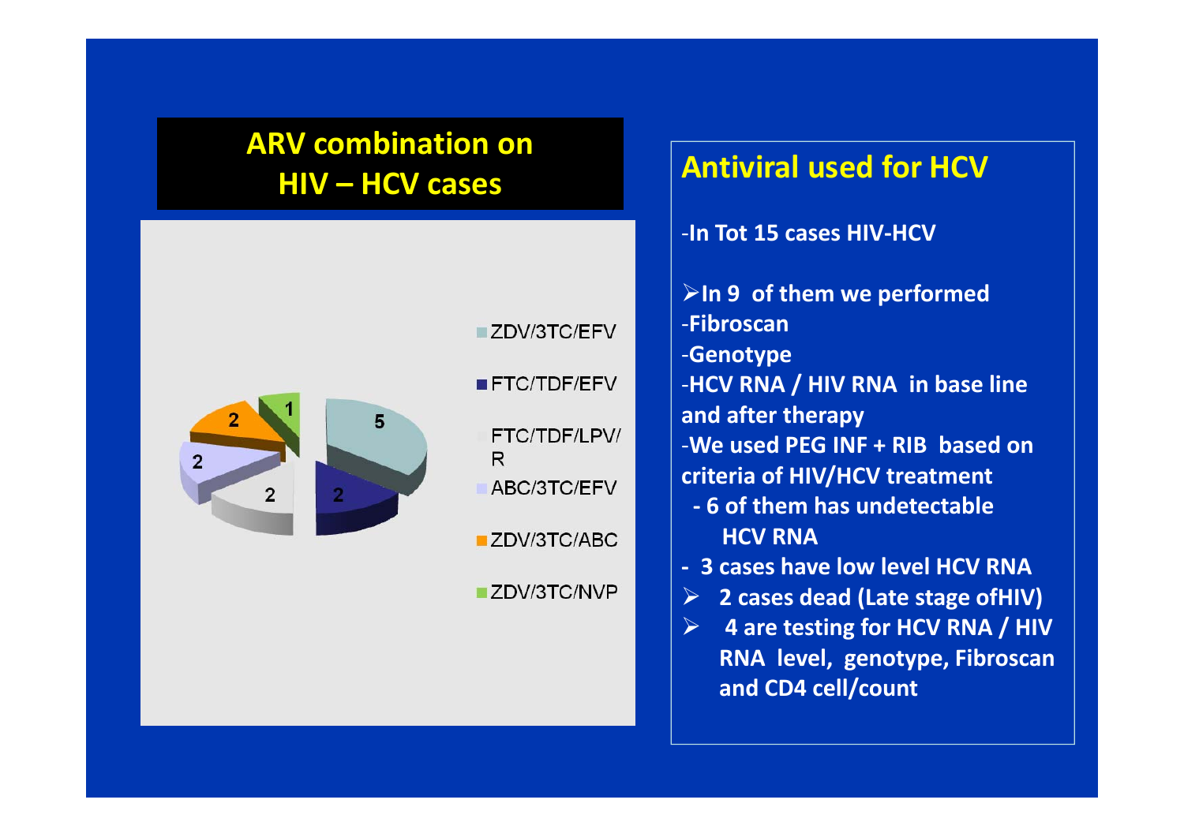## ARV combination on HIV – HCV cases

| ARV combination | Cases |
|---|---|
| ZDV/3TC/EFV | 5 |
| FTC/TDF/EFV | 2 |
| FTC/TDF/LPV/R | 2 |
| ABC/3TC/EFV | 2 |
| ZDV/3TC/ABC | 2 |
| ZDV/3TC/NVP | 1 |

## Antiviral used for HCV

-In Tot 15 cases HIV-HCV

- In 9 of them we performed

-Fibroscan

-Genotype

-HCV RNA / HIV RNA in base line and after therapy

-We used PEG INF + RIB based on criteria of HIV/HCV treatment

- 6 of them has undetectable HCV RNA
- 3 cases have low level HCV RNA

- 2 cases dead (Late stage ofHIV)
- 4 are testing for HCV RNA / HIV RNA level, genotype, Fibroscan and CD4 cell/count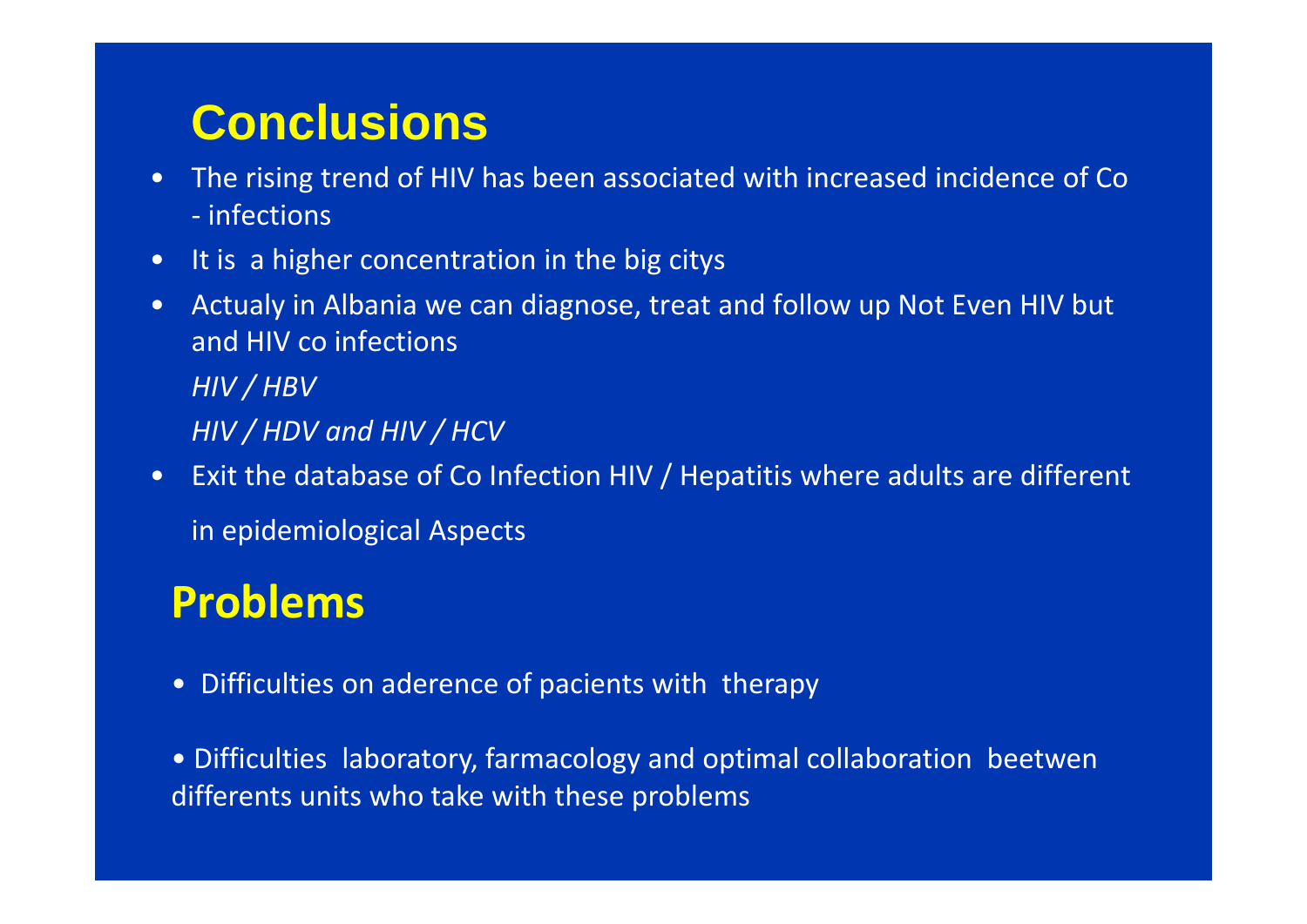# Conclusions

- The rising trend of HIV has been associated with increased incidence of Co - infections
- It is a higher concentration in the big citys
- Actualy in Albania we can diagnose, treat and follow up Not Even HIV but and HIV co infections

  *HIV / HBV*

  *HIV / HDV and HIV / HCV*

- Exit the database of Co Infection HIV / Hepatitis where adults are different in epidemiological Aspects

# Problems

- Difficulties on aderence of pacients with therapy
- Difficulties laboratory, farmacology and optimal collaboration beetwen differents units who take with these problems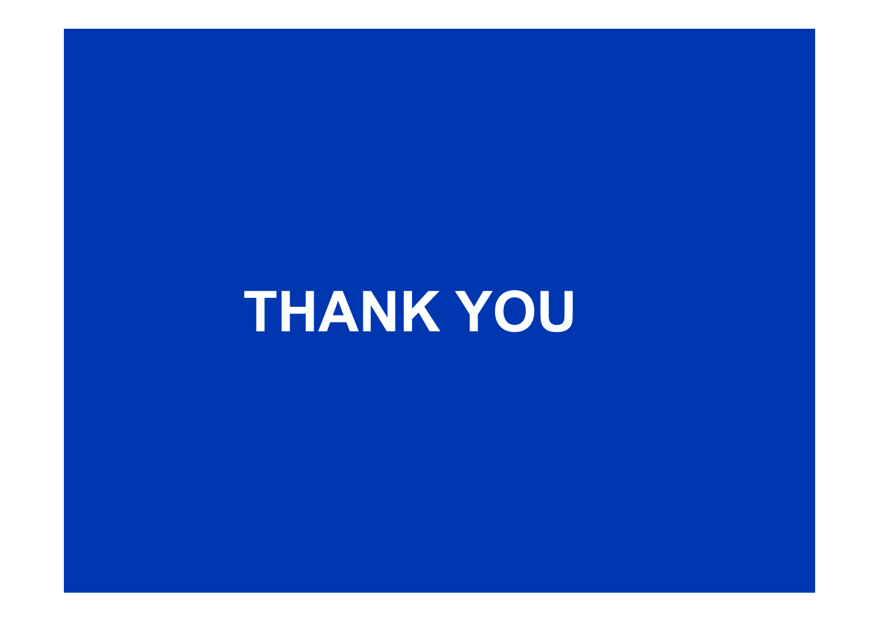# THANK YOU